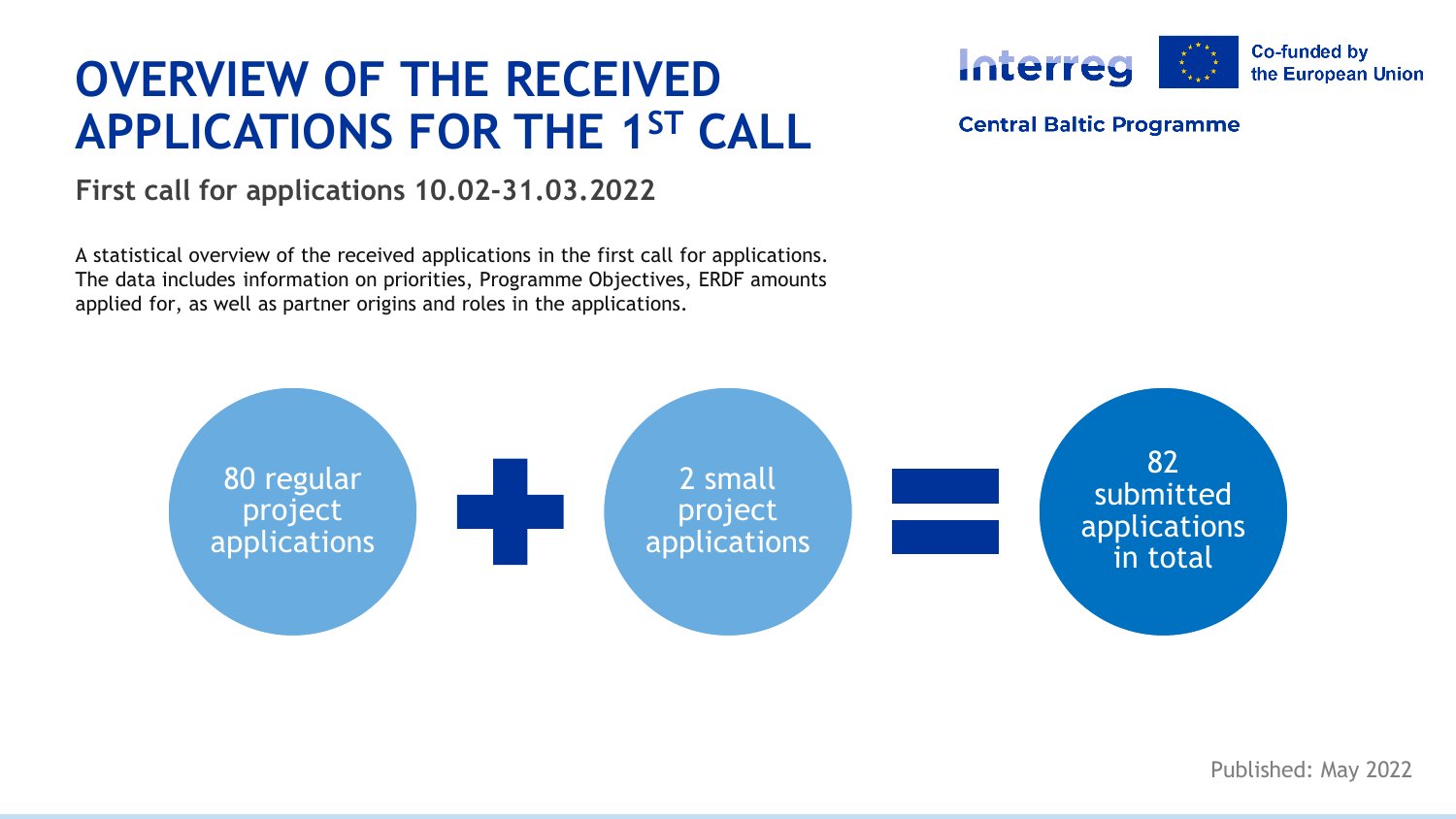# OVERVIEW OF THE RECEIVED APPLICATIONS FOR THE 1ST CALL

Interreg

Co-funded by the European Union

Central Baltic Programme

## First call for applications 10.02-31.03.2022

A statistical overview of the received applications in the first call for applications. The data includes information on priorities, Programme Objectives, ERDF amounts applied for, as well as partner origins and roles in the applications.

80 regular project applications + 2 small project applications = 82 submitted applications in total

Published: May 2022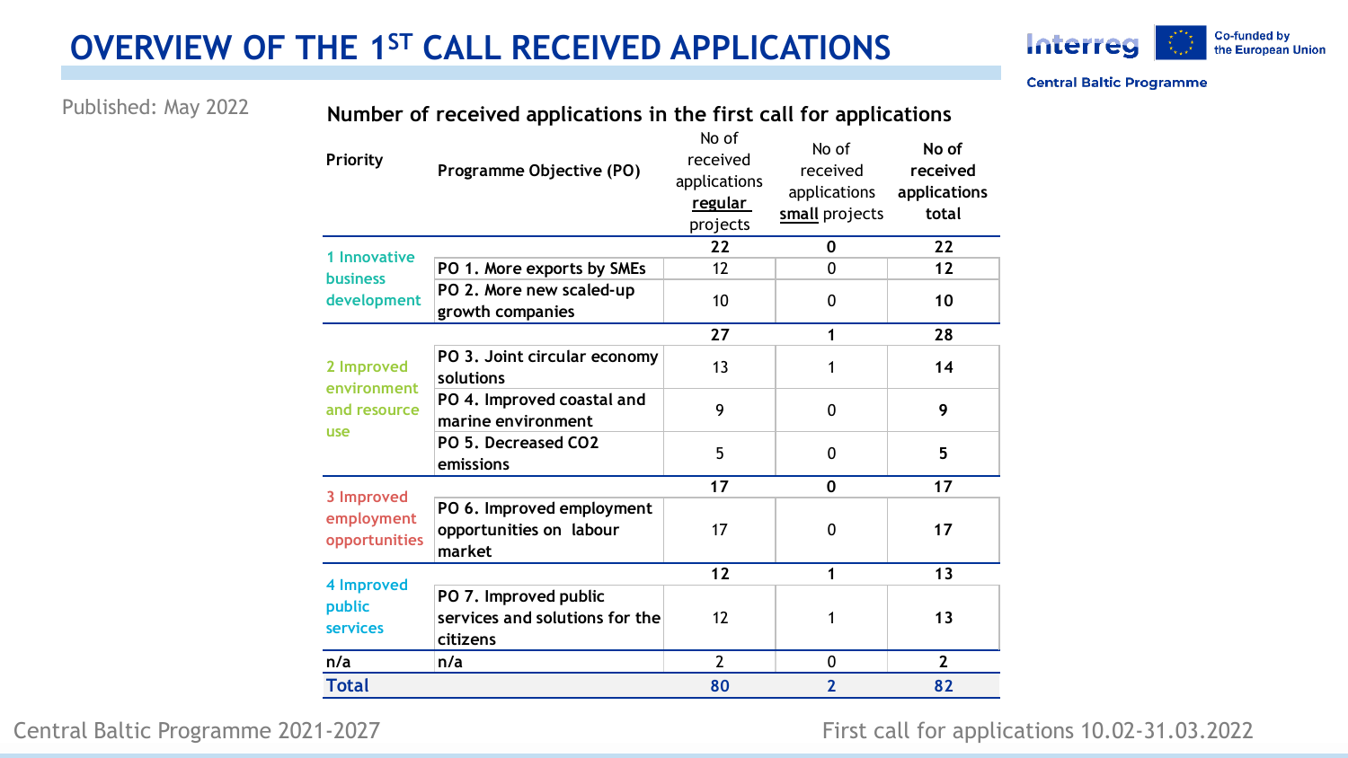# OVERVIEW OF THE 1ST CALL RECEIVED APPLICATIONS

Published: May 2022

**Number of received applications in the first call for applications**

| Priority | Programme Objective (PO) | No of received applications **regular** projects | No of received applications **small** projects | **No of received applications total** |
|---|---|---|---|---|
| 1 Innovative business development | | **22** | **0** | **22** |
| | PO 1. More exports by SMEs | 12 | 0 | **12** |
| | PO 2. More new scaled-up growth companies | 10 | 0 | **10** |
| 2 Improved environment and resource use | | **27** | **1** | **28** |
| | PO 3. Joint circular economy solutions | 13 | 1 | **14** |
| | PO 4. Improved coastal and marine environment | 9 | 0 | **9** |
| | PO 5. Decreased CO2 emissions | 5 | 0 | **5** |
| 3 Improved employment opportunities | | **17** | **0** | **17** |
| | PO 6. Improved employment opportunities on labour market | 17 | 0 | **17** |
| 4 Improved public services | | **12** | **1** | **13** |
| | PO 7. Improved public services and solutions for the citizens | 12 | 1 | **13** |
| n/a | n/a | 2 | 0 | **2** |
| **Total** | | **80** | **2** | **82** |

Central Baltic Programme 2021-2027

First call for applications 10.02-31.03.2022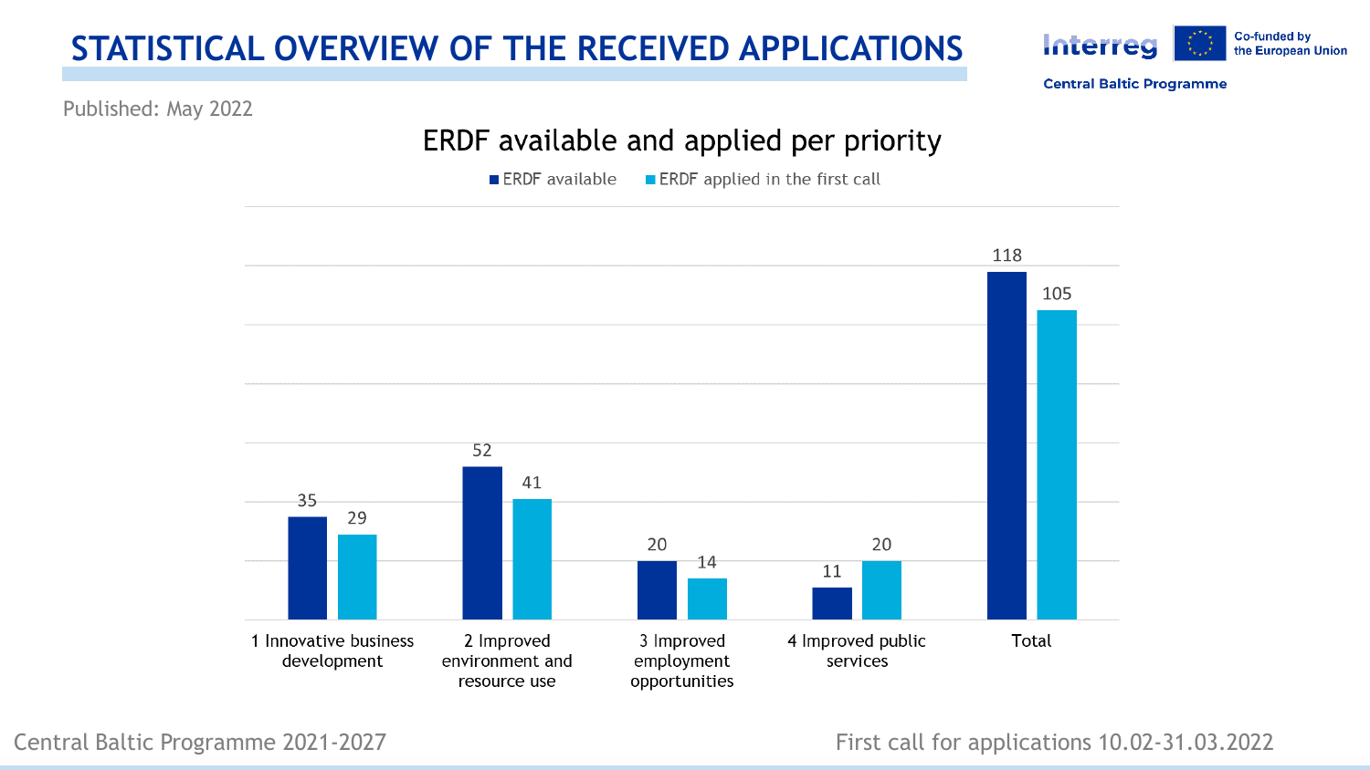# STATISTICAL OVERVIEW OF THE RECEIVED APPLICATIONS

Published: May 2022

## ERDF available and applied per priority

| Priority | ERDF available | ERDF applied in the first call |
| --- | --- | --- |
| 1 Innovative business development | 35 | 29 |
| 2 Improved environment and resource use | 52 | 41 |
| 3 Improved employment opportunities | 20 | 14 |
| 4 Improved public services | 11 | 20 |
| Total | 118 | 105 |

Central Baltic Programme 2021-2027

First call for applications 10.02-31.03.2022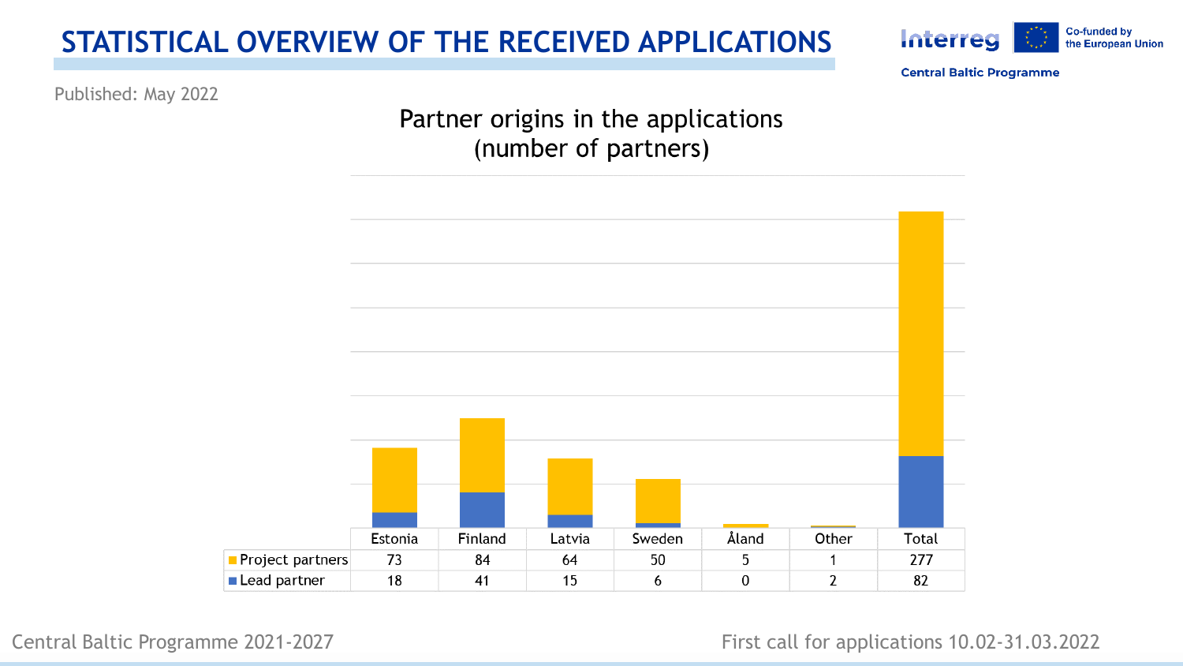# STATISTICAL OVERVIEW OF THE RECEIVED APPLICATIONS

Published: May 2022

## Partner origins in the applications (number of partners)

| | Estonia | Finland | Latvia | Sweden | Åland | Other | Total |
|---|---|---|---|---|---|---|---|
| Project partners | 73 | 84 | 64 | 50 | 5 | 1 | 277 |
| Lead partner | 18 | 41 | 15 | 6 | 0 | 2 | 82 |

Central Baltic Programme 2021-2027

First call for applications 10.02-31.03.2022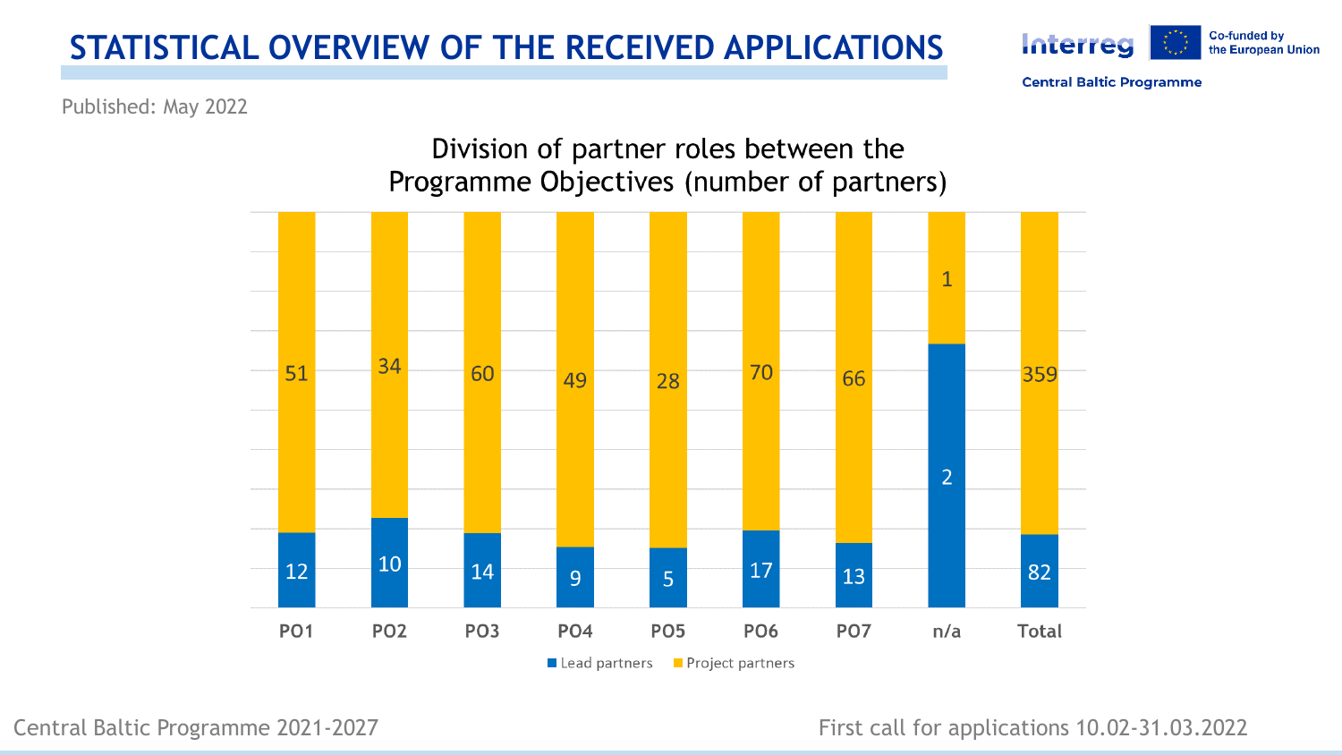# STATISTICAL OVERVIEW OF THE RECEIVED APPLICATIONS

Interreg

Co-funded by the European Union

Central Baltic Programme

Published: May 2022

## Division of partner roles between the Programme Objectives (number of partners)

PO1: 12, 51
PO2: 10, 34
PO3: 14, 60
PO4: 9, 49
PO5: 5, 28
PO6: 17, 70
PO7: 13, 66
n/a: 2, 1
Total: 82, 359

Lead partners
Project partners

Central Baltic Programme 2021-2027

First call for applications 10.02-31.03.2022